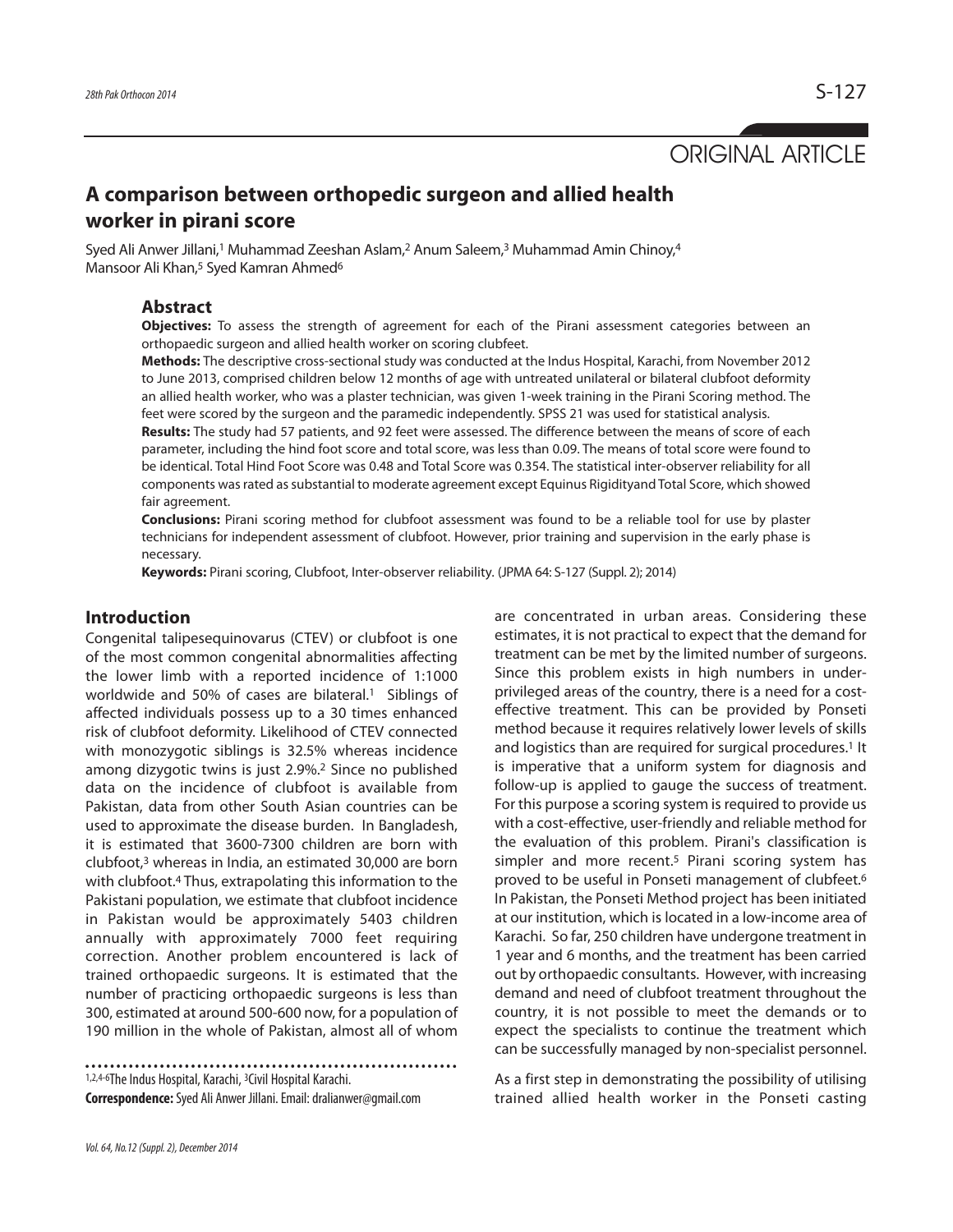ORIGINAL ARTICLE

# A comparison between orthopedic surgeon and allied health worker in pirani score

Syed Ali Anwer Jillani,[1] Muhammad Zeeshan Aslam,[2] Anum Saleem,[3] Muhammad Amin Chinoy,[4] Mansoor Ali Khan,[5] Syed Kamran Ahmed[6]

## Abstract

**Objectives:** To assess the strength of agreement for each of the Pirani assessment categories between an orthopaedic surgeon and allied health worker on scoring clubfeet.

**Methods:** The descriptive cross-sectional study was conducted at the Indus Hospital, Karachi, from November 2012 to June 2013, comprised children below 12 months of age with untreated unilateral or bilateral clubfoot deformity an allied health worker, who was a plaster technician, was given 1-week training in the Pirani Scoring method. The feet were scored by the surgeon and the paramedic independently. SPSS 21 was used for statistical analysis.

**Results:** The study had 57 patients, and 92 feet were assessed. The difference between the means of score of each parameter, including the hind foot score and total score, was less than 0.09. The means of total score were found to be identical. Total Hind Foot Score was 0.48 and Total Score was 0.354. The statistical inter-observer reliability for all components was rated as substantial to moderate agreement except Equinus Rigidityand Total Score, which showed fair agreement.

**Conclusions:** Pirani scoring method for clubfoot assessment was found to be a reliable tool for use by plaster technicians for independent assessment of clubfoot. However, prior training and supervision in the early phase is necessary.

**Keywords:** Pirani scoring, Clubfoot, Inter-observer reliability. (JPMA 64: S-127 (Suppl. 2); 2014)

## Introduction

Congenital talipesequinovarus (CTEV) or clubfoot is one of the most common congenital abnormalities affecting the lower limb with a reported incidence of 1:1000 worldwide and 50% of cases are bilateral.[1] Siblings of affected individuals possess up to a 30 times enhanced risk of clubfoot deformity. Likelihood of CTEV connected with monozygotic siblings is 32.5% whereas incidence among dizygotic twins is just 2.9%.[2] Since no published data on the incidence of clubfoot is available from Pakistan, data from other South Asian countries can be used to approximate the disease burden. In Bangladesh, it is estimated that 3600-7300 children are born with clubfoot,[3] whereas in India, an estimated 30,000 are born with clubfoot.[4] Thus, extrapolating this information to the Pakistani population, we estimate that clubfoot incidence in Pakistan would be approximately 5403 children annually with approximately 7000 feet requiring correction. Another problem encountered is lack of trained orthopaedic surgeons. It is estimated that the number of practicing orthopaedic surgeons is less than 300, estimated at around 500-600 now, for a population of 190 million in the whole of Pakistan, almost all of whom are concentrated in urban areas. Considering these estimates, it is not practical to expect that the demand for treatment can be met by the limited number of surgeons. Since this problem exists in high numbers in under-privileged areas of the country, there is a need for a cost-effective treatment. This can be provided by Ponseti method because it requires relatively lower levels of skills and logistics than are required for surgical procedures.[1] It is imperative that a uniform system for diagnosis and follow-up is applied to gauge the success of treatment. For this purpose a scoring system is required to provide us with a cost-effective, user-friendly and reliable method for the evaluation of this problem. Pirani's classification is simpler and more recent.[5] Pirani scoring system has proved to be useful in Ponseti management of clubfeet.[6] In Pakistan, the Ponseti Method project has been initiated at our institution, which is located in a low-income area of Karachi. So far, 250 children have undergone treatment in 1 year and 6 months, and the treatment has been carried out by orthopaedic consultants. However, with increasing demand and need of clubfoot treatment throughout the country, it is not possible to meet the demands or to expect the specialists to continue the treatment which can be successfully managed by non-specialist personnel.

As a first step in demonstrating the possibility of utilising trained allied health worker in the Ponseti casting

[1,2,4-6]The Indus Hospital, Karachi, [3]Civil Hospital Karachi.

**Correspondence:** Syed Ali Anwer Jillani. Email: dralianwer@gmail.com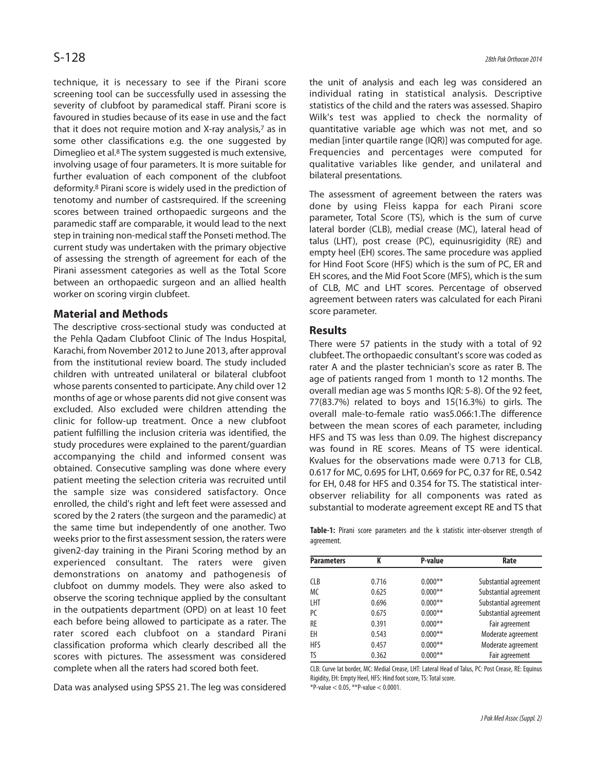technique, it is necessary to see if the Pirani score screening tool can be successfully used in assessing the severity of clubfoot by paramedical staff. Pirani score is favoured in studies because of its ease in use and the fact that it does not require motion and X-ray analysis,[7] as in some other classifications e.g. the one suggested by Dimeglieo et al.[8] The system suggested is much extensive, involving usage of four parameters. It is more suitable for further evaluation of each component of the clubfoot deformity.[8] Pirani score is widely used in the prediction of tenotomy and number of castsrequired. If the screening scores between trained orthopaedic surgeons and the paramedic staff are comparable, it would lead to the next step in training non-medical staff the Ponseti method. The current study was undertaken with the primary objective of assessing the strength of agreement for each of the Pirani assessment categories as well as the Total Score between an orthopaedic surgeon and an allied health worker on scoring virgin clubfeet.

## Material and Methods

The descriptive cross-sectional study was conducted at the Pehla Qadam Clubfoot Clinic of The Indus Hospital, Karachi, from November 2012 to June 2013, after approval from the institutional review board. The study included children with untreated unilateral or bilateral clubfoot whose parents consented to participate. Any child over 12 months of age or whose parents did not give consent was excluded. Also excluded were children attending the clinic for follow-up treatment. Once a new clubfoot patient fulfilling the inclusion criteria was identified, the study procedures were explained to the parent/guardian accompanying the child and informed consent was obtained. Consecutive sampling was done where every patient meeting the selection criteria was recruited until the sample size was considered satisfactory. Once enrolled, the child's right and left feet were assessed and scored by the 2 raters (the surgeon and the paramedic) at the same time but independently of one another. Two weeks prior to the first assessment session, the raters were given2-day training in the Pirani Scoring method by an experienced consultant. The raters were given demonstrations on anatomy and pathogenesis of clubfoot on dummy models. They were also asked to observe the scoring technique applied by the consultant in the outpatients department (OPD) on at least 10 feet each before being allowed to participate as a rater. The rater scored each clubfoot on a standard Pirani classification proforma which clearly described all the scores with pictures. The assessment was considered complete when all the raters had scored both feet.

Data was analysed using SPSS 21. The leg was considered the unit of analysis and each leg was considered an individual rating in statistical analysis. Descriptive statistics of the child and the raters was assessed. Shapiro Wilk's test was applied to check the normality of quantitative variable age which was not met, and so median [inter quartile range (IQR)] was computed for age. Frequencies and percentages were computed for qualitative variables like gender, and unilateral and bilateral presentations.

The assessment of agreement between the raters was done by using Fleiss kappa for each Pirani score parameter, Total Score (TS), which is the sum of curve lateral border (CLB), medial crease (MC), lateral head of talus (LHT), post crease (PC), equinusrigidity (RE) and empty heel (EH) scores. The same procedure was applied for Hind Foot Score (HFS) which is the sum of PC, ER and EH scores, and the Mid Foot Score (MFS), which is the sum of CLB, MC and LHT scores. Percentage of observed agreement between raters was calculated for each Pirani score parameter.

## Results

There were 57 patients in the study with a total of 92 clubfeet. The orthopaedic consultant's score was coded as rater A and the plaster technician's score as rater B. The age of patients ranged from 1 month to 12 months. The overall median age was 5 months IQR: 5-8). Of the 92 feet, 77(83.7%) related to boys and 15(16.3%) to girls. The overall male-to-female ratio was5.066:1.The difference between the mean scores of each parameter, including HFS and TS was less than 0.09. The highest discrepancy was found in RE scores. Means of TS were identical. Kvalues for the observations made were 0.713 for CLB, 0.617 for MC, 0.695 for LHT, 0.669 for PC, 0.37 for RE, 0.542 for EH, 0.48 for HFS and 0.354 for TS. The statistical inter-observer reliability for all components was rated as substantial to moderate agreement except RE and TS that

**Table-1:** Pirani score parameters and the k statistic inter-observer strength of agreement.

| Parameters | K | P-value | Rate |
|---|---|---|---|
| CLB | 0.716 | 0.000** | Substantial agreement |
| MC | 0.625 | 0.000** | Substantial agreement |
| LHT | 0.696 | 0.000** | Substantial agreement |
| PC | 0.675 | 0.000** | Substantial agreement |
| RE | 0.391 | 0.000** | Fair agreement |
| EH | 0.543 | 0.000** | Moderate agreement |
| HFS | 0.457 | 0.000** | Moderate agreement |
| TS | 0.362 | 0.000** | Fair agreement |

CLB: Curve lat border, MC: Medial Crease, LHT: Lateral Head of Talus, PC: Post Crease, RE: Equinus Rigidity, EH: Empty Heel, HFS: Hind foot score, TS: Total score.

*P-value < 0.05, **P-value < 0.0001.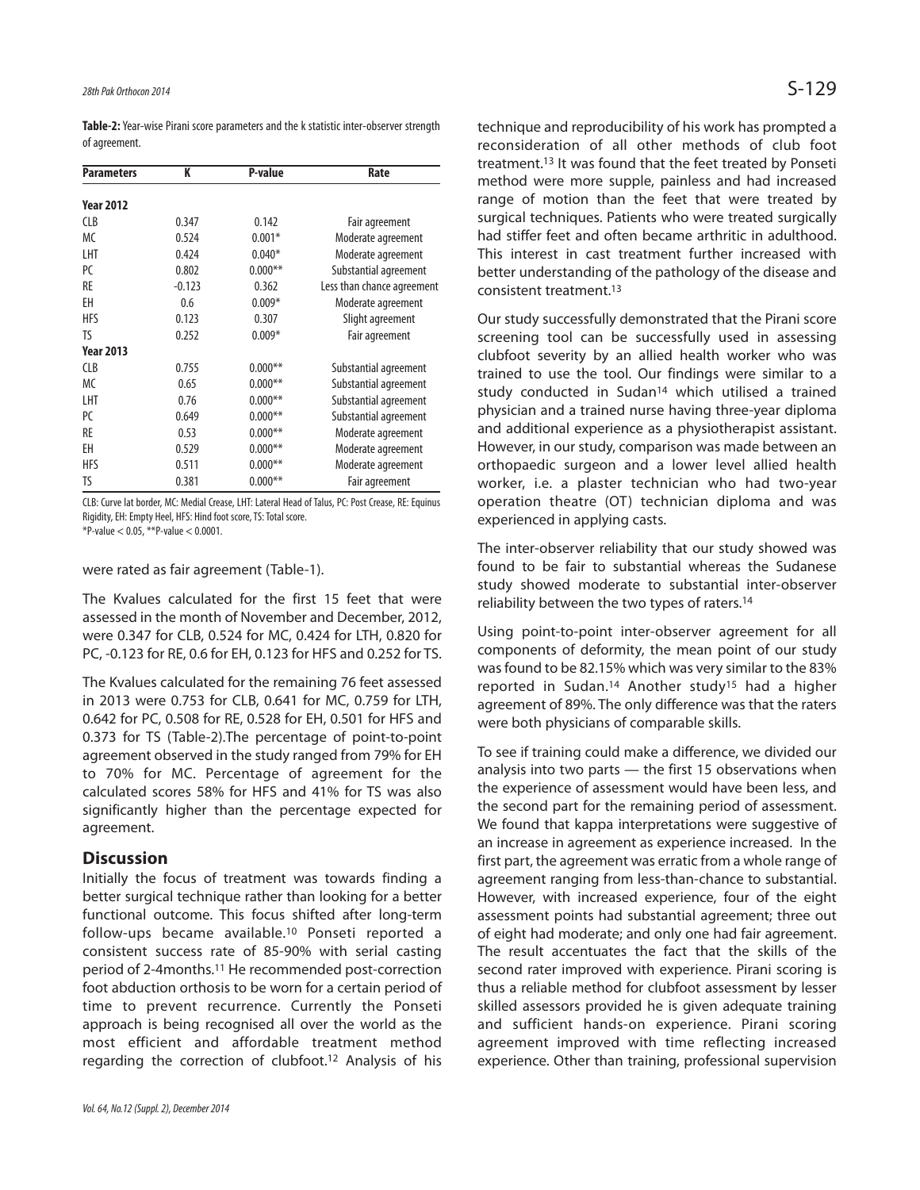**Table-2:** Year-wise Pirani score parameters and the k statistic inter-observer strength of agreement.

| Parameters | K | P-value | Rate |
|---|---|---|---|
| **Year 2012** | | | |
| CLB | 0.347 | 0.142 | Fair agreement |
| MC | 0.524 | 0.001* | Moderate agreement |
| LHT | 0.424 | 0.040* | Moderate agreement |
| PC | 0.802 | 0.000** | Substantial agreement |
| RE | -0.123 | 0.362 | Less than chance agreement |
| EH | 0.6 | 0.009* | Moderate agreement |
| HFS | 0.123 | 0.307 | Slight agreement |
| TS | 0.252 | 0.009* | Fair agreement |
| **Year 2013** | | | |
| CLB | 0.755 | 0.000** | Substantial agreement |
| MC | 0.65 | 0.000** | Substantial agreement |
| LHT | 0.76 | 0.000** | Substantial agreement |
| PC | 0.649 | 0.000** | Substantial agreement |
| RE | 0.53 | 0.000** | Moderate agreement |
| EH | 0.529 | 0.000** | Moderate agreement |
| HFS | 0.511 | 0.000** | Moderate agreement |
| TS | 0.381 | 0.000** | Fair agreement |

CLB: Curve lat border, MC: Medial Crease, LHT: Lateral Head of Talus, PC: Post Crease, RE: Equinus Rigidity, EH: Empty Heel, HFS: Hind foot score, TS: Total score.
*P-value < 0.05, **P-value < 0.0001.

were rated as fair agreement (Table-1).

The Kvalues calculated for the first 15 feet that were assessed in the month of November and December, 2012, were 0.347 for CLB, 0.524 for MC, 0.424 for LTH, 0.820 for PC, -0.123 for RE, 0.6 for EH, 0.123 for HFS and 0.252 for TS.

The Kvalues calculated for the remaining 76 feet assessed in 2013 were 0.753 for CLB, 0.641 for MC, 0.759 for LTH, 0.642 for PC, 0.508 for RE, 0.528 for EH, 0.501 for HFS and 0.373 for TS (Table-2).The percentage of point-to-point agreement observed in the study ranged from 79% for EH to 70% for MC. Percentage of agreement for the calculated scores 58% for HFS and 41% for TS was also significantly higher than the percentage expected for agreement.

## Discussion

Initially the focus of treatment was towards finding a better surgical technique rather than looking for a better functional outcome. This focus shifted after long-term follow-ups became available.[10] Ponseti reported a consistent success rate of 85-90% with serial casting period of 2-4months.[11] He recommended post-correction foot abduction orthosis to be worn for a certain period of time to prevent recurrence. Currently the Ponseti approach is being recognised all over the world as the most efficient and affordable treatment method regarding the correction of clubfoot.[12] Analysis of his technique and reproducibility of his work has prompted a reconsideration of all other methods of club foot treatment.[13] It was found that the feet treated by Ponseti method were more supple, painless and had increased range of motion than the feet that were treated by surgical techniques. Patients who were treated surgically had stiffer feet and often became arthritic in adulthood. This interest in cast treatment further increased with better understanding of the pathology of the disease and consistent treatment.[13]

Our study successfully demonstrated that the Pirani score screening tool can be successfully used in assessing clubfoot severity by an allied health worker who was trained to use the tool. Our findings were similar to a study conducted in Sudan[14] which utilised a trained physician and a trained nurse having three-year diploma and additional experience as a physiotherapist assistant. However, in our study, comparison was made between an orthopaedic surgeon and a lower level allied health worker, i.e. a plaster technician who had two-year operation theatre (OT) technician diploma and was experienced in applying casts.

The inter-observer reliability that our study showed was found to be fair to substantial whereas the Sudanese study showed moderate to substantial inter-observer reliability between the two types of raters.[14]

Using point-to-point inter-observer agreement for all components of deformity, the mean point of our study was found to be 82.15% which was very similar to the 83% reported in Sudan.[14] Another study[15] had a higher agreement of 89%. The only difference was that the raters were both physicians of comparable skills.

To see if training could make a difference, we divided our analysis into two parts — the first 15 observations when the experience of assessment would have been less, and the second part for the remaining period of assessment. We found that kappa interpretations were suggestive of an increase in agreement as experience increased. In the first part, the agreement was erratic from a whole range of agreement ranging from less-than-chance to substantial. However, with increased experience, four of the eight assessment points had substantial agreement; three out of eight had moderate; and only one had fair agreement. The result accentuates the fact that the skills of the second rater improved with experience. Pirani scoring is thus a reliable method for clubfoot assessment by lesser skilled assessors provided he is given adequate training and sufficient hands-on experience. Pirani scoring agreement improved with time reflecting increased experience. Other than training, professional supervision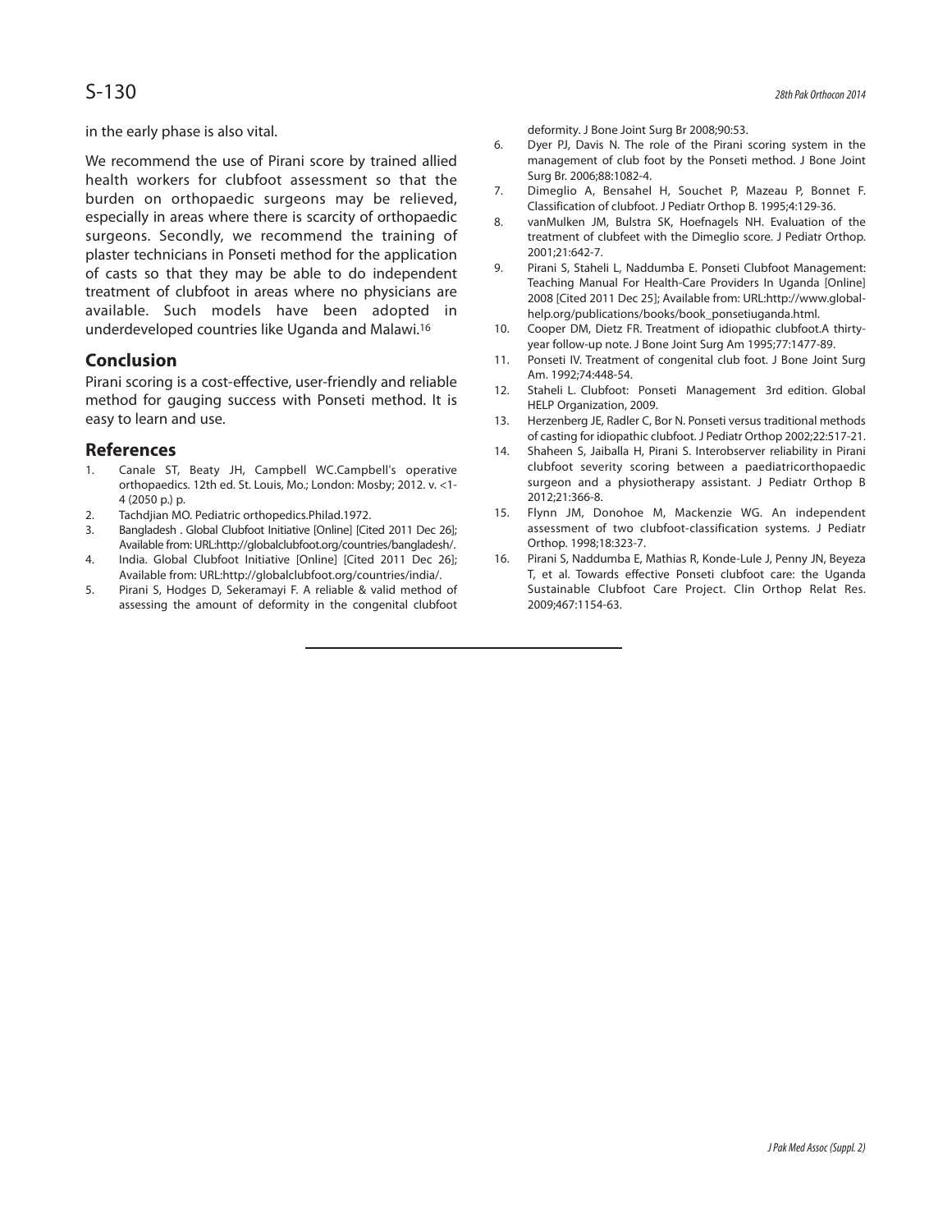in the early phase is also vital.

We recommend the use of Pirani score by trained allied health workers for clubfoot assessment so that the burden on orthopaedic surgeons may be relieved, especially in areas where there is scarcity of orthopaedic surgeons. Secondly, we recommend the training of plaster technicians in Ponseti method for the application of casts so that they may be able to do independent treatment of clubfoot in areas where no physicians are available. Such models have been adopted in underdeveloped countries like Uganda and Malawi.[16]

## Conclusion

Pirani scoring is a cost-effective, user-friendly and reliable method for gauging success with Ponseti method. It is easy to learn and use.

## References

1. Canale ST, Beaty JH, Campbell WC.Campbell's operative orthopaedics. 12th ed. St. Louis, Mo.; London: Mosby; 2012. v. <1-4 (2050 p.) p.
2. Tachdjian MO. Pediatric orthopedics.Philad.1972.
3. Bangladesh . Global Clubfoot Initiative [Online] [Cited 2011 Dec 26]; Available from: URL:http://globalclubfoot.org/countries/bangladesh/.
4. India. Global Clubfoot Initiative [Online] [Cited 2011 Dec 26]; Available from: URL:http://globalclubfoot.org/countries/india/.
5. Pirani S, Hodges D, Sekeramayi F. A reliable & valid method of assessing the amount of deformity in the congenital clubfoot deformity. J Bone Joint Surg Br 2008;90:53.
6. Dyer PJ, Davis N. The role of the Pirani scoring system in the management of club foot by the Ponseti method. J Bone Joint Surg Br. 2006;88:1082-4.
7. Dimeglio A, Bensahel H, Souchet P, Mazeau P, Bonnet F. Classification of clubfoot. J Pediatr Orthop B. 1995;4:129-36.
8. vanMulken JM, Bulstra SK, Hoefnagels NH. Evaluation of the treatment of clubfeet with the Dimeglio score. J Pediatr Orthop. 2001;21:642-7.
9. Pirani S, Staheli L, Naddumba E. Ponseti Clubfoot Management: Teaching Manual For Health-Care Providers In Uganda [Online] 2008 [Cited 2011 Dec 25]; Available from: URL:http://www.global-help.org/publications/books/book_ponsetiuganda.html.
10. Cooper DM, Dietz FR. Treatment of idiopathic clubfoot.A thirty-year follow-up note. J Bone Joint Surg Am 1995;77:1477-89.
11. Ponseti IV. Treatment of congenital club foot. J Bone Joint Surg Am. 1992;74:448-54.
12. Staheli L. Clubfoot: Ponseti Management 3rd edition. Global HELP Organization, 2009.
13. Herzenberg JE, Radler C, Bor N. Ponseti versus traditional methods of casting for idiopathic clubfoot. J Pediatr Orthop 2002;22:517-21.
14. Shaheen S, Jaiballa H, Pirani S. Interobserver reliability in Pirani clubfoot severity scoring between a paediatricorthopaedic surgeon and a physiotherapy assistant. J Pediatr Orthop B 2012;21:366-8.
15. Flynn JM, Donohoe M, Mackenzie WG. An independent assessment of two clubfoot-classification systems. J Pediatr Orthop. 1998;18:323-7.
16. Pirani S, Naddumba E, Mathias R, Konde-Lule J, Penny JN, Beyeza T, et al. Towards effective Ponseti clubfoot care: the Uganda Sustainable Clubfoot Care Project. Clin Orthop Relat Res. 2009;467:1154-63.